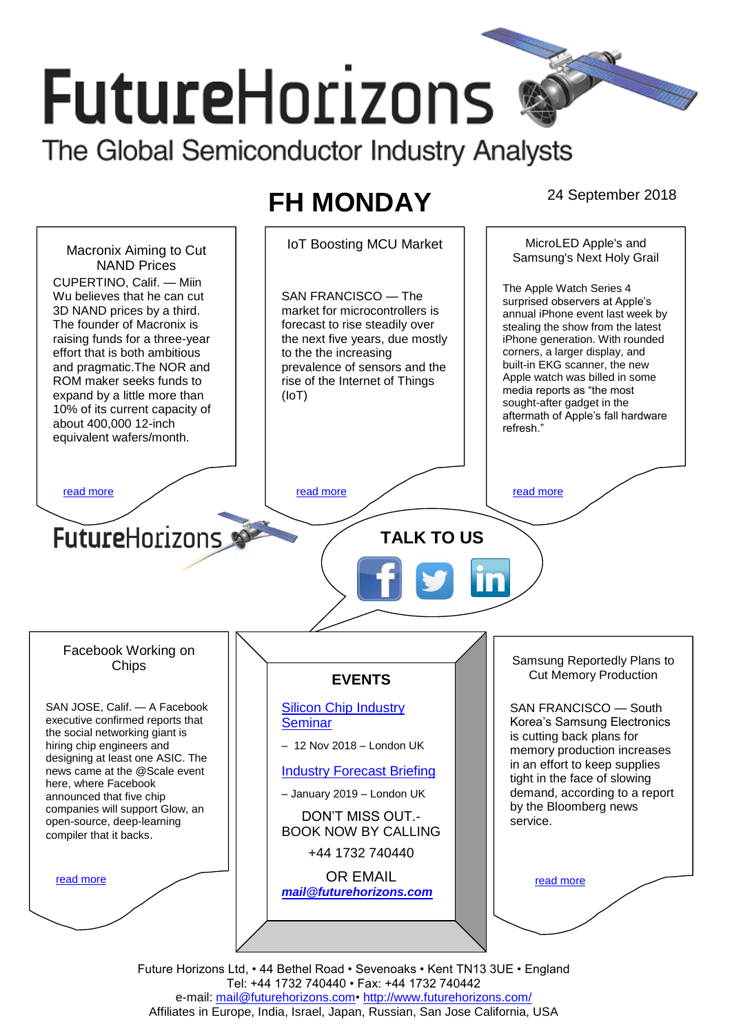# FutureHorizons

The Global Semiconductor Industry Analysts

## FH MONDAY

24 September 2018

### Macronix Aiming to Cut NAND Prices

CUPERTINO, Calif. — Miin Wu believes that he can cut 3D NAND prices by a third. The founder of Macronix is raising funds for a three-year effort that is both ambitious and pragmatic.The NOR and ROM maker seeks funds to expand by a little more than 10% of its current capacity of about 400,000 12-inch equivalent wafers/month.

read more

### IoT Boosting MCU Market

SAN FRANCISCO — The market for microcontrollers is forecast to rise steadily over the next five years, due mostly to the increasing prevalence of sensors and the rise of the Internet of Things (IoT)

read more

### MicroLED Apple's and Samsung's Next Holy Grail

The Apple Watch Series 4 surprised observers at Apple's annual iPhone event last week by stealing the show from the latest iPhone generation. With rounded corners, a larger display, and built-in EKG scanner, the new Apple watch was billed in some media reports as "the most sought-after gadget in the aftermath of Apple's fall hardware refresh."

read more

FutureHorizons

**TALK TO US**

### Facebook Working on Chips

SAN JOSE, Calif. — A Facebook executive confirmed reports that the social networking giant is hiring chip engineers and designing at least one ASIC. The news came at the @Scale event here, where Facebook announced that five chip companies will support Glow, an open-source, deep-learning compiler that it backs.

read more

### EVENTS

Silicon Chip Industry Seminar

– 12 Nov 2018 – London UK

Industry Forecast Briefing

– January 2019 – London UK

DON'T MISS OUT.- BOOK NOW BY CALLING

+44 1732 740440

OR EMAIL

***mail@futurehorizons.com***

### Samsung Reportedly Plans to Cut Memory Production

SAN FRANCISCO — South Korea's Samsung Electronics is cutting back plans for memory production increases in an effort to keep supplies tight in the face of slowing demand, according to a report by the Bloomberg news service.

read more

Future Horizons Ltd, • 44 Bethel Road • Sevenoaks • Kent TN13 3UE • England
Tel: +44 1732 740440 • Fax: +44 1732 740442
e-mail: mail@futurehorizons.com• http://www.futurehorizons.com/
Affiliates in Europe, India, Israel, Japan, Russian, San Jose California, USA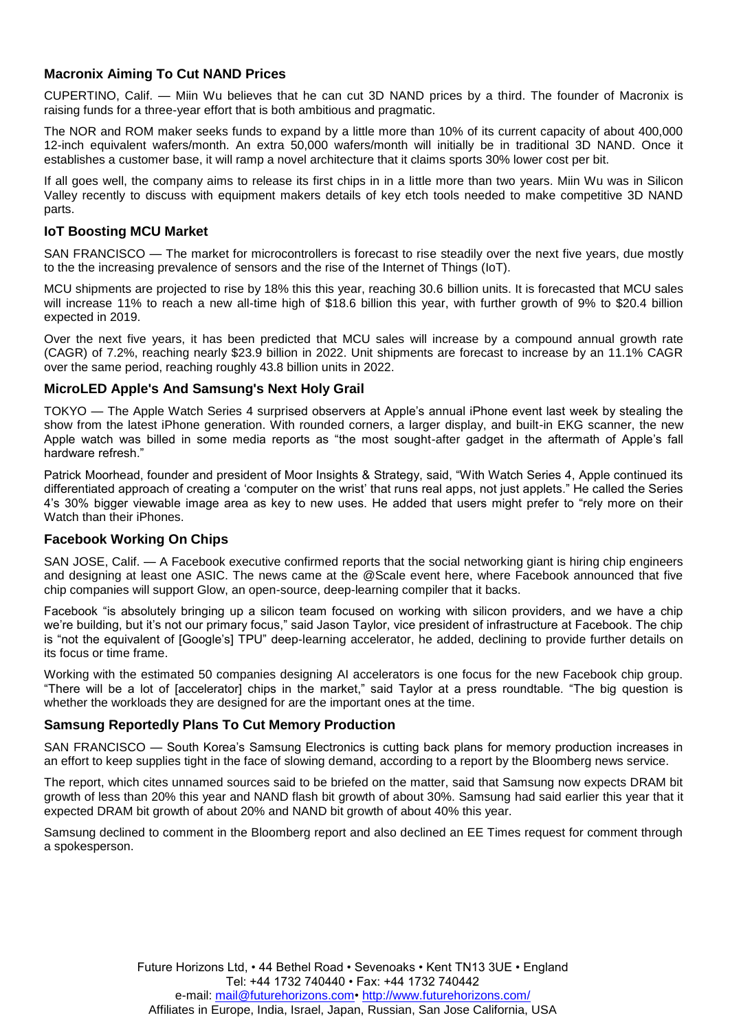### Macronix Aiming To Cut NAND Prices

CUPERTINO, Calif. — Miin Wu believes that he can cut 3D NAND prices by a third. The founder of Macronix is raising funds for a three-year effort that is both ambitious and pragmatic.

The NOR and ROM maker seeks funds to expand by a little more than 10% of its current capacity of about 400,000 12-inch equivalent wafers/month. An extra 50,000 wafers/month will initially be in traditional 3D NAND. Once it establishes a customer base, it will ramp a novel architecture that it claims sports 30% lower cost per bit.

If all goes well, the company aims to release its first chips in in a little more than two years. Miin Wu was in Silicon Valley recently to discuss with equipment makers details of key etch tools needed to make competitive 3D NAND parts.

### IoT Boosting MCU Market

SAN FRANCISCO — The market for microcontrollers is forecast to rise steadily over the next five years, due mostly to the the increasing prevalence of sensors and the rise of the Internet of Things (IoT).

MCU shipments are projected to rise by 18% this this year, reaching 30.6 billion units. It is forecasted that MCU sales will increase 11% to reach a new all-time high of $18.6 billion this year, with further growth of 9% to $20.4 billion expected in 2019.

Over the next five years, it has been predicted that MCU sales will increase by a compound annual growth rate (CAGR) of 7.2%, reaching nearly $23.9 billion in 2022. Unit shipments are forecast to increase by an 11.1% CAGR over the same period, reaching roughly 43.8 billion units in 2022.

### MicroLED Apple's And Samsung's Next Holy Grail

TOKYO — The Apple Watch Series 4 surprised observers at Apple's annual iPhone event last week by stealing the show from the latest iPhone generation. With rounded corners, a larger display, and built-in EKG scanner, the new Apple watch was billed in some media reports as "the most sought-after gadget in the aftermath of Apple's fall hardware refresh."

Patrick Moorhead, founder and president of Moor Insights & Strategy, said, "With Watch Series 4, Apple continued its differentiated approach of creating a 'computer on the wrist' that runs real apps, not just applets." He called the Series 4's 30% bigger viewable image area as key to new uses. He added that users might prefer to "rely more on their Watch than their iPhones.

### Facebook Working On Chips

SAN JOSE, Calif. — A Facebook executive confirmed reports that the social networking giant is hiring chip engineers and designing at least one ASIC. The news came at the @Scale event here, where Facebook announced that five chip companies will support Glow, an open-source, deep-learning compiler that it backs.

Facebook "is absolutely bringing up a silicon team focused on working with silicon providers, and we have a chip we're building, but it's not our primary focus," said Jason Taylor, vice president of infrastructure at Facebook. The chip is "not the equivalent of [Google's] TPU" deep-learning accelerator, he added, declining to provide further details on its focus or time frame.

Working with the estimated 50 companies designing AI accelerators is one focus for the new Facebook chip group. "There will be a lot of [accelerator] chips in the market," said Taylor at a press roundtable. "The big question is whether the workloads they are designed for are the important ones at the time.

### Samsung Reportedly Plans To Cut Memory Production

SAN FRANCISCO — South Korea's Samsung Electronics is cutting back plans for memory production increases in an effort to keep supplies tight in the face of slowing demand, according to a report by the Bloomberg news service.

The report, which cites unnamed sources said to be briefed on the matter, said that Samsung now expects DRAM bit growth of less than 20% this year and NAND flash bit growth of about 30%. Samsung had said earlier this year that it expected DRAM bit growth of about 20% and NAND bit growth of about 40% this year.

Samsung declined to comment in the Bloomberg report and also declined an EE Times request for comment through a spokesperson.

Future Horizons Ltd, • 44 Bethel Road • Sevenoaks • Kent TN13 3UE • England
Tel: +44 1732 740440 • Fax: +44 1732 740442
e-mail: mail@futurehorizons.com• http://www.futurehorizons.com/
Affiliates in Europe, India, Israel, Japan, Russian, San Jose California, USA